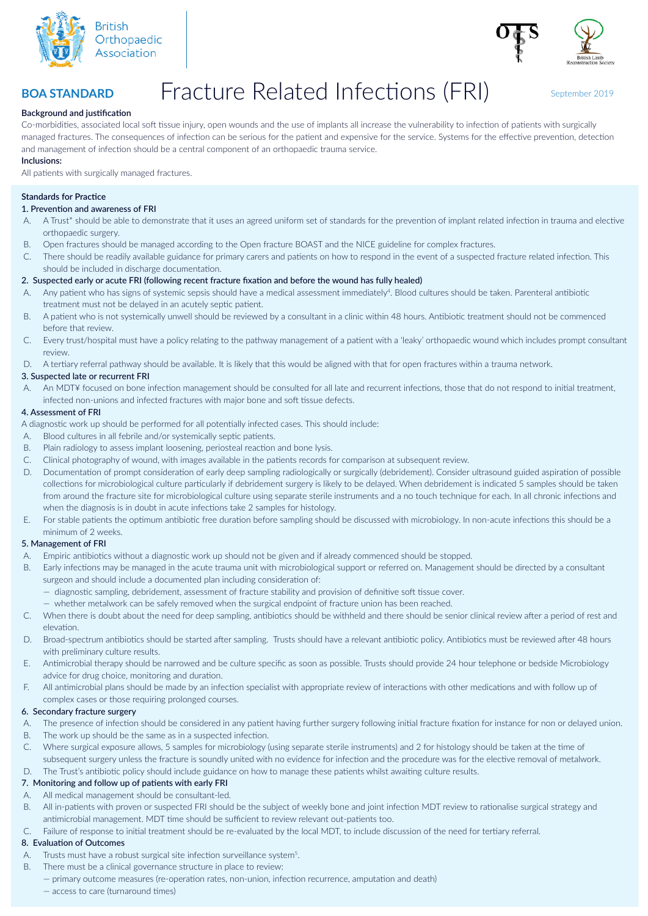British Orthopaedic Association

**BOA STANDARD**

# Fracture Related Infections (FRI)

September 2019

**Background and justification**

Co-morbidities, associated local soft tissue injury, open wounds and the use of implants all increase the vulnerability to infection of patients with surgically managed fractures. The consequences of infection can be serious for the patient and expensive for the service. Systems for the effective prevention, detection and management of infection should be a central component of an orthopaedic trauma service.

**Inclusions:**

All patients with surgically managed fractures.

## Standards for Practice

### 1. Prevention and awareness of FRI

A. A Trust* should be able to demonstrate that it uses an agreed uniform set of standards for the prevention of implant related infection in trauma and elective orthopaedic surgery.

B. Open fractures should be managed according to the Open fracture BOAST and the NICE guideline for complex fractures.

C. There should be readily available guidance for primary carers and patients on how to respond in the event of a suspected fracture related infection. This should be included in discharge documentation.

### 2. Suspected early or acute FRI (following recent fracture fixation and before the wound has fully healed)

A. Any patient who has signs of systemic sepsis should have a medical assessment immediately[4]. Blood cultures should be taken. Parenteral antibiotic treatment must not be delayed in an acutely septic patient.

B. A patient who is not systemically unwell should be reviewed by a consultant in a clinic within 48 hours. Antibiotic treatment should not be commenced before that review.

C. Every trust/hospital must have a policy relating to the pathway management of a patient with a 'leaky' orthopaedic wound which includes prompt consultant review.

D. A tertiary referral pathway should be available. It is likely that this would be aligned with that for open fractures within a trauma network.

### 3. Suspected late or recurrent FRI

A. An MDT¥ focused on bone infection management should be consulted for all late and recurrent infections, those that do not respond to initial treatment, infected non-unions and infected fractures with major bone and soft tissue defects.

### 4. Assessment of FRI

A diagnostic work up should be performed for all potentially infected cases. This should include:

A. Blood cultures in all febrile and/or systemically septic patients.

B. Plain radiology to assess implant loosening, periosteal reaction and bone lysis.

C. Clinical photography of wound, with images available in the patients records for comparison at subsequent review.

D. Documentation of prompt consideration of early deep sampling radiologically or surgically (debridement). Consider ultrasound guided aspiration of possible collections for microbiological culture particularly if debridement surgery is likely to be delayed. When debridement is indicated 5 samples should be taken from around the fracture site for microbiological culture using separate sterile instruments and a no touch technique for each. In all chronic infections and when the diagnosis is in doubt in acute infections take 2 samples for histology.

E. For stable patients the optimum antibiotic free duration before sampling should be discussed with microbiology. In non-acute infections this should be a minimum of 2 weeks.

### 5. Management of FRI

A. Empiric antibiotics without a diagnostic work up should not be given and if already commenced should be stopped.

B. Early infections may be managed in the acute trauma unit with microbiological support or referred on. Management should be directed by a consultant surgeon and should include a documented plan including consideration of:
   - diagnostic sampling, debridement, assessment of fracture stability and provision of definitive soft tissue cover.
   - whether metalwork can be safely removed when the surgical endpoint of fracture union has been reached.

C. When there is doubt about the need for deep sampling, antibiotics should be withheld and there should be senior clinical review after a period of rest and elevation.

D. Broad-spectrum antibiotics should be started after sampling. Trusts should have a relevant antibiotic policy. Antibiotics must be reviewed after 48 hours with preliminary culture results.

E. Antimicrobial therapy should be narrowed and be culture specific as soon as possible. Trusts should provide 24 hour telephone or bedside Microbiology advice for drug choice, monitoring and duration.

F. All antimicrobial plans should be made by an infection specialist with appropriate review of interactions with other medications and with follow up of complex cases or those requiring prolonged courses.

### 6. Secondary fracture surgery

A. The presence of infection should be considered in any patient having further surgery following initial fracture fixation for instance for non or delayed union.

B. The work up should be the same as in a suspected infection.

C. Where surgical exposure allows, 5 samples for microbiology (using separate sterile instruments) and 2 for histology should be taken at the time of subsequent surgery unless the fracture is soundly united with no evidence for infection and the procedure was for the elective removal of metalwork.

D. The Trust's antibiotic policy should include guidance on how to manage these patients whilst awaiting culture results.

### 7. Monitoring and follow up of patients with early FRI

A. All medical management should be consultant-led.

B. All in-patients with proven or suspected FRI should be the subject of weekly bone and joint infection MDT review to rationalise surgical strategy and antimicrobial management. MDT time should be sufficient to review relevant out-patients too.

C. Failure of response to initial treatment should be re-evaluated by the local MDT, to include discussion of the need for tertiary referral.

### 8. Evaluation of Outcomes

A. Trusts must have a robust surgical site infection surveillance system[5].

B. There must be a clinical governance structure in place to review:
   - primary outcome measures (re-operation rates, non-union, infection recurrence, amputation and death)
   - access to care (turnaround times)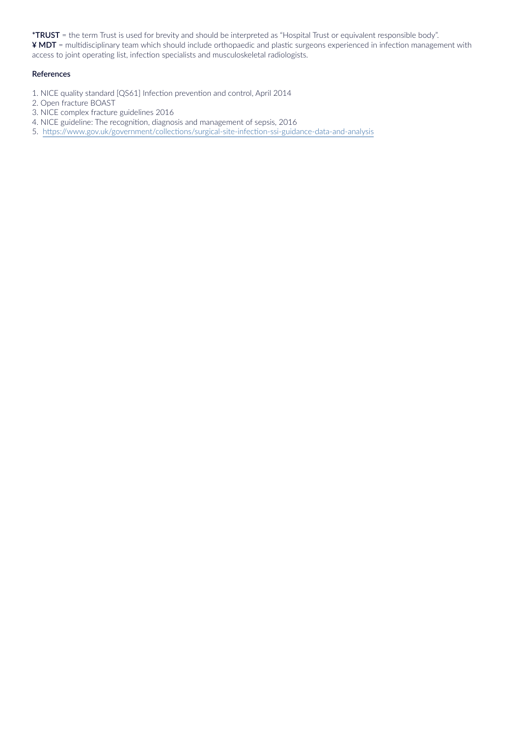**\*TRUST** = the term Trust is used for brevity and should be interpreted as "Hospital Trust or equivalent responsible body".
**¥ MDT** = multidisciplinary team which should include orthopaedic and plastic surgeons experienced in infection management with access to joint operating list, infection specialists and musculoskeletal radiologists.

**References**

1. NICE quality standard [QS61] Infection prevention and control, April 2014
2. Open fracture BOAST
3. NICE complex fracture guidelines 2016
4. NICE guideline: The recognition, diagnosis and management of sepsis, 2016
5. https://www.gov.uk/government/collections/surgical-site-infection-ssi-guidance-data-and-analysis